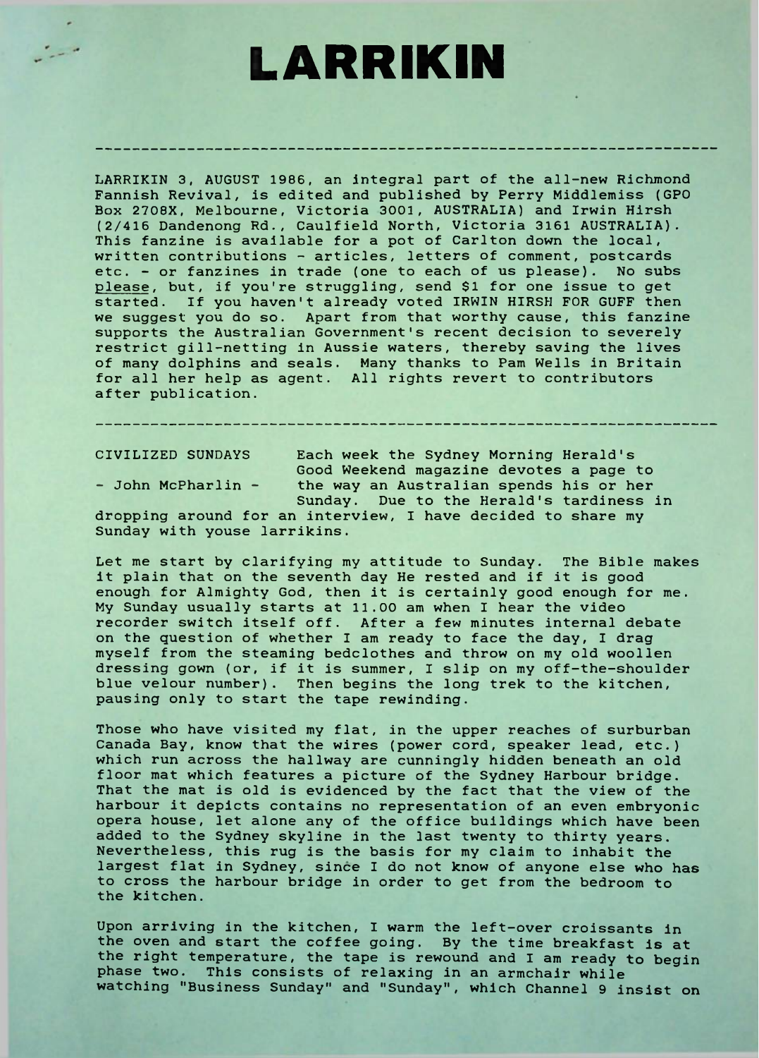# LARRIKIN

---

LARRIKIN 3, AUGUST 1986, an integral part of the all-new Richmond Fannish Revival, is edited and published by Perry Middlemiss (GPO Box 2708X, Melbourne, Victoria 3001, AUSTRALIA) and Irwin Hirsh (2/416 Dandenong Rd., Caulfield North, Victoria 3161 AUSTRALIA). This fanzine is available for a pot of Carlton down the local, written contributions - articles, letters of comment, postcards etc. - or fanzines in trade (one to each of us please). No subs please, but, if you're struggling, send $1 for one issue to get started. If you haven't already voted IRWIN HIRSH FOR GUFF then we suggest you do so. Apart from that worthy cause, this fanzine supports the Australian Government's recent decision to severely restrict gill-netting in Aussie waters, thereby saving the lives of many dolphins and seals. Many thanks to Pam Wells in Britain for all her help as agent. All rights revert to contributors after publication.

---

## CIVILIZED SUNDAYS

- John McPharlin -

Each week the Sydney Morning Herald's Good Weekend magazine devotes a page to the way an Australian spends his or her Sunday. Due to the Herald's tardiness in dropping around for an interview, I have decided to share my Sunday with youse larrikins.

Let me start by clarifying my attitude to Sunday. The Bible makes it plain that on the seventh day He rested and if it is good enough for Almighty God, then it is certainly good enough for me. My Sunday usually starts at 11.00 am when I hear the video recorder switch itself off. After a few minutes internal debate on the question of whether I am ready to face the day, I drag myself from the steaming bedclothes and throw on my old woollen dressing gown (or, if it is summer, I slip on my off-the-shoulder blue velour number). Then begins the long trek to the kitchen, pausing only to start the tape rewinding.

Those who have visited my flat, in the upper reaches of surburban Canada Bay, know that the wires (power cord, speaker lead, etc.) which run across the hallway are cunningly hidden beneath an old floor mat which features a picture of the Sydney Harbour bridge. That the mat is old is evidenced by the fact that the view of the harbour it depicts contains no representation of an even embryonic opera house, let alone any of the office buildings which have been added to the Sydney skyline in the last twenty to thirty years. Nevertheless, this rug is the basis for my claim to inhabit the largest flat in Sydney, since I do not know of anyone else who has to cross the harbour bridge in order to get from the bedroom to the kitchen.

Upon arriving in the kitchen, I warm the left-over croissants in the oven and start the coffee going. By the time breakfast is at the right temperature, the tape is rewound and I am ready to begin phase two. This consists of relaxing in an armchair while watching "Business Sunday" and "Sunday", which Channel 9 insist on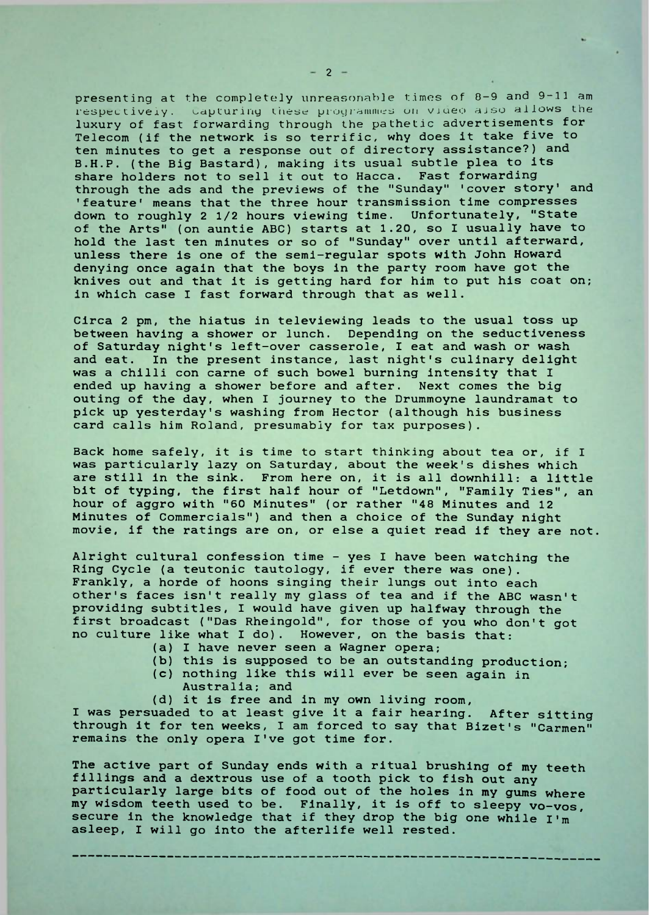presenting at the completely unreasonable times of 8-9 and 9-11 am respectively. Capturing these programmes on video also allows the luxury of fast forwarding through the pathetic advertisements for Telecom (if the network is so terrific, why does it take five to ten minutes to get a response out of directory assistance?) and B.H.P. (the Big Bastard), making its usual subtle plea to its share holders not to sell it out to Hacca. Fast forwarding through the ads and the previews of the "Sunday" 'cover story' and 'feature' means that the three hour transmission time compresses down to roughly 2 1/2 hours viewing time. Unfortunately, "State of the Arts" (on auntie ABC) starts at 1.20, so I usually have to hold the last ten minutes or so of "Sunday" over until afterward, unless there is one of the semi-regular spots with John Howard denying once again that the boys in the party room have got the knives out and that it is getting hard for him to put his coat on; in which case I fast forward through that as well.

Circa 2 pm, the hiatus in televiewing leads to the usual toss up between having a shower or lunch. Depending on the seductiveness of Saturday night's left-over casserole, I eat and wash or wash and eat. In the present instance, last night's culinary delight was a chilli con carne of such bowel burning intensity that I ended up having a shower before and after. Next comes the big outing of the day, when I journey to the Drummoyne laundramat to pick up yesterday's washing from Hector (although his business card calls him Roland, presumably for tax purposes).

Back home safely, it is time to start thinking about tea or, if I was particularly lazy on Saturday, about the week's dishes which are still in the sink. From here on, it is all downhill: a little bit of typing, the first half hour of "Letdown", "Family Ties", an hour of aggro with "60 Minutes" (or rather "48 Minutes and 12 Minutes of Commercials") and then a choice of the Sunday night movie, if the ratings are on, or else a quiet read if they are not.

Alright cultural confession time - yes I have been watching the Ring Cycle (a teutonic tautology, if ever there was one). Frankly, a horde of hoons singing their lungs out into each other's faces isn't really my glass of tea and if the ABC wasn't providing subtitles, I would have given up halfway through the first broadcast ("Das Rheingold", for those of you who don't got no culture like what I do). However, on the basis that:

- (a) I have never seen a Wagner opera;
- (b) this is supposed to be an outstanding production;
- (c) nothing like this will ever be seen again in Australia; and
- (d) it is free and in my own living room,

I was persuaded to at least give it a fair hearing. After sitting through it for ten weeks, I am forced to say that Bizet's "Carmen" remains the only opera I've got time for.

The active part of Sunday ends with a ritual brushing of my teeth fillings and a dextrous use of a tooth pick to fish out any particularly large bits of food out of the holes in my gums where my wisdom teeth used to be. Finally, it is off to sleepy vo-vos, secure in the knowledge that if they drop the big one while I'm asleep, I will go into the afterlife well rested.

---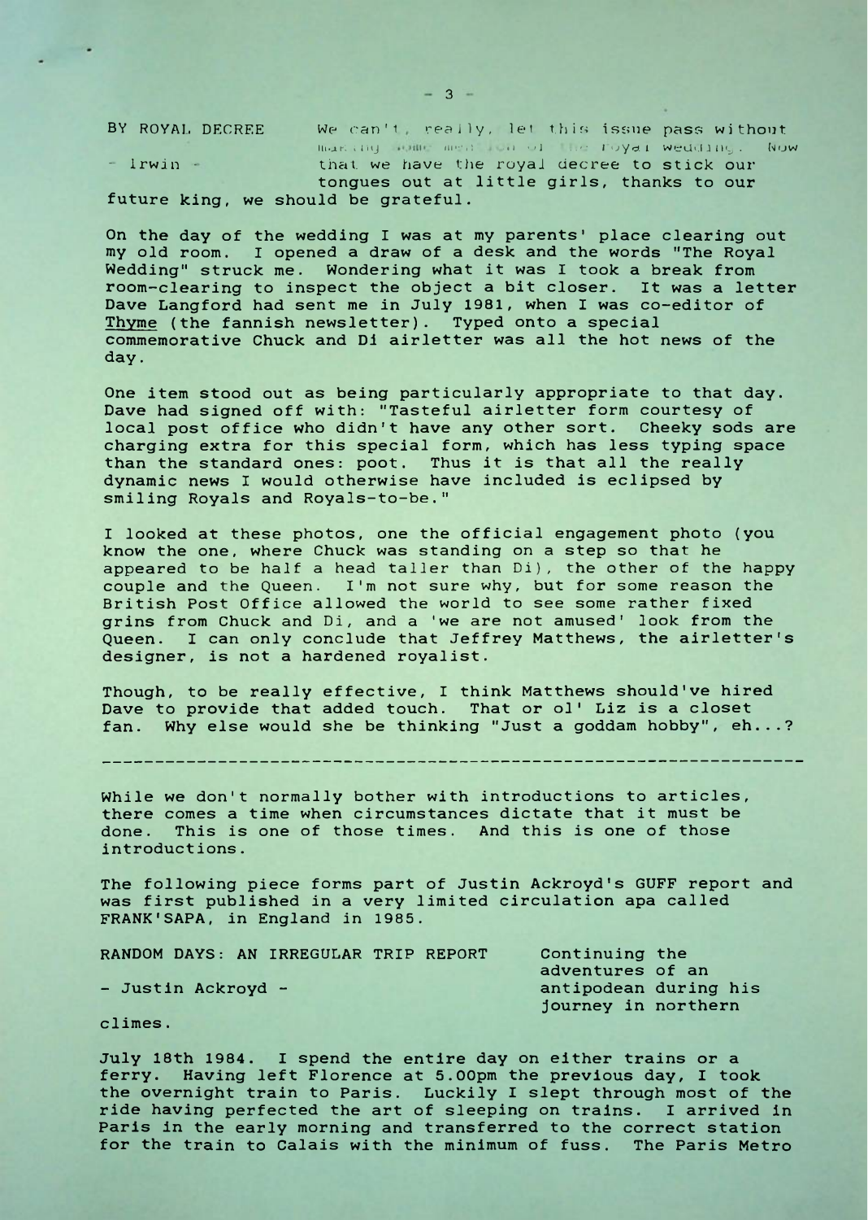BY ROYAL DECREE

- Irwin -

We can't, really, let this issue pass without marking some mention of the royal wedding. Now that we have the royal decree to stick our tongues out at little girls, thanks to our future king, we should be grateful.

On the day of the wedding I was at my parents' place clearing out my old room. I opened a draw of a desk and the words "The Royal Wedding" struck me. Wondering what it was I took a break from room-clearing to inspect the object a bit closer. It was a letter Dave Langford had sent me in July 1981, when I was co-editor of Thyme (the fannish newsletter). Typed onto a special commemorative Chuck and Di airletter was all the hot news of the day.

One item stood out as being particularly appropriate to that day. Dave had signed off with: "Tasteful airletter form courtesy of local post office who didn't have any other sort. Cheeky sods are charging extra for this special form, which has less typing space than the standard ones: poot. Thus it is that all the really dynamic news I would otherwise have included is eclipsed by smiling Royals and Royals-to-be."

I looked at these photos, one the official engagement photo (you know the one, where Chuck was standing on a step so that he appeared to be half a head taller than Di), the other of the happy couple and the Queen. I'm not sure why, but for some reason the British Post Office allowed the world to see some rather fixed grins from Chuck and Di, and a 'we are not amused' look from the Queen. I can only conclude that Jeffrey Matthews, the airletter's designer, is not a hardened royalist.

Though, to be really effective, I think Matthews should've hired Dave to provide that added touch. That or ol' Liz is a closet fan. Why else would she be thinking "Just a goddam hobby", eh...?

---

While we don't normally bother with introductions to articles, there comes a time when circumstances dictate that it must be done. This is one of those times. And this is one of those introductions.

The following piece forms part of Justin Ackroyd's GUFF report and was first published in a very limited circulation apa called FRANK'SAPA, in England in 1985.

RANDOM DAYS: AN IRREGULAR TRIP REPORT

- Justin Ackroyd -

Continuing the adventures of an antipodean during his journey in northern climes.

July 18th 1984. I spend the entire day on either trains or a ferry. Having left Florence at 5.00pm the previous day, I took the overnight train to Paris. Luckily I slept through most of the ride having perfected the art of sleeping on trains. I arrived in Paris in the early morning and transferred to the correct station for the train to Calais with the minimum of fuss. The Paris Metro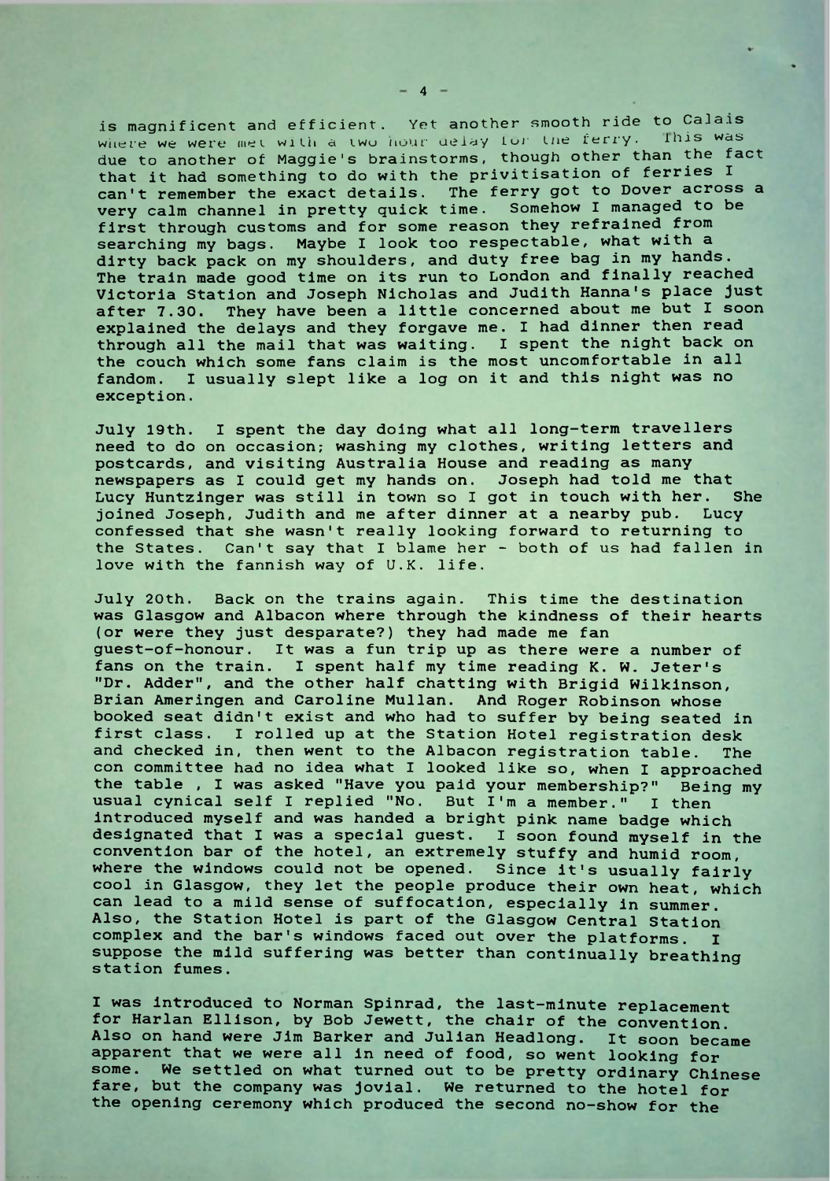is magnificent and efficient. Yet another smooth ride to Calais where we were met with a two hour delay for the ferry. This was due to another of Maggie's brainstorms, though other than the fact that it had something to do with the privitisation of ferries I can't remember the exact details. The ferry got to Dover across a very calm channel in pretty quick time. Somehow I managed to be first through customs and for some reason they refrained from searching my bags. Maybe I look too respectable, what with a dirty back pack on my shoulders, and duty free bag in my hands. The train made good time on its run to London and finally reached Victoria Station and Joseph Nicholas and Judith Hanna's place just after 7.30. They have been a little concerned about me but I soon explained the delays and they forgave me. I had dinner then read through all the mail that was waiting. I spent the night back on the couch which some fans claim is the most uncomfortable in all fandom. I usually slept like a log on it and this night was no exception.

July 19th. I spent the day doing what all long-term travellers need to do on occasion; washing my clothes, writing letters and postcards, and visiting Australia House and reading as many newspapers as I could get my hands on. Joseph had told me that Lucy Huntzinger was still in town so I got in touch with her. She joined Joseph, Judith and me after dinner at a nearby pub. Lucy confessed that she wasn't really looking forward to returning to the States. Can't say that I blame her - both of us had fallen in love with the fannish way of U.K. life.

July 20th. Back on the trains again. This time the destination was Glasgow and Albacon where through the kindness of their hearts (or were they just desparate?) they had made me fan guest-of-honour. It was a fun trip up as there were a number of fans on the train. I spent half my time reading K. W. Jeter's "Dr. Adder", and the other half chatting with Brigid Wilkinson, Brian Ameringen and Caroline Mullan. And Roger Robinson whose booked seat didn't exist and who had to suffer by being seated in first class. I rolled up at the Station Hotel registration desk and checked in, then went to the Albacon registration table. The con committee had no idea what I looked like so, when I approached the table , I was asked "Have you paid your membership?" Being my usual cynical self I replied "No. But I'm a member." I then introduced myself and was handed a bright pink name badge which designated that I was a special guest. I soon found myself in the convention bar of the hotel, an extremely stuffy and humid room, where the windows could not be opened. Since it's usually fairly cool in Glasgow, they let the people produce their own heat, which can lead to a mild sense of suffocation, especially in summer. Also, the Station Hotel is part of the Glasgow Central Station complex and the bar's windows faced out over the platforms. I suppose the mild suffering was better than continually breathing station fumes.

I was introduced to Norman Spinrad, the last-minute replacement for Harlan Ellison, by Bob Jewett, the chair of the convention. Also on hand were Jim Barker and Julian Headlong. It soon became apparent that we were all in need of food, so went looking for some. We settled on what turned out to be pretty ordinary Chinese fare, but the company was jovial. We returned to the hotel for the opening ceremony which produced the second no-show for the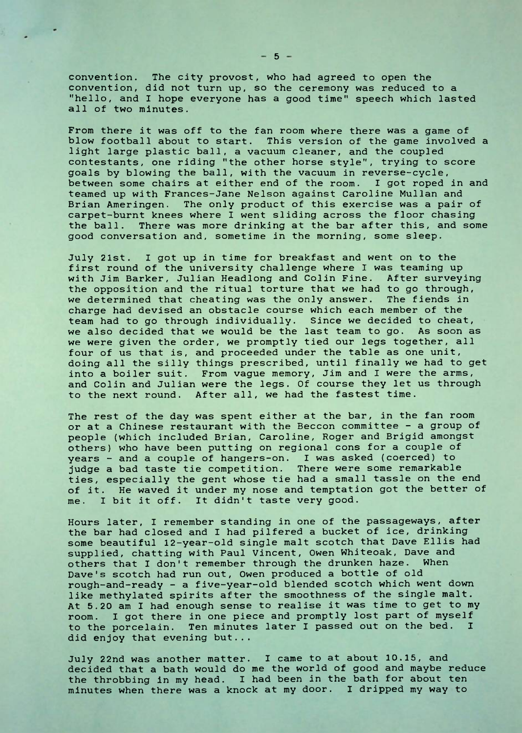convention. The city provost, who had agreed to open the convention, did not turn up, so the ceremony was reduced to a "hello, and I hope everyone has a good time" speech which lasted all of two minutes.

From there it was off to the fan room where there was a game of blow football about to start. This version of the game involved a light large plastic ball, a vacuum cleaner, and the coupled contestants, one riding "the other horse style", trying to score goals by blowing the ball, with the vacuum in reverse-cycle, between some chairs at either end of the room. I got roped in and teamed up with Frances-Jane Nelson against Caroline Mullan and Brian Ameringen. The only product of this exercise was a pair of carpet-burnt knees where I went sliding across the floor chasing the ball. There was more drinking at the bar after this, and some good conversation and, sometime in the morning, some sleep.

July 21st. I got up in time for breakfast and went on to the first round of the university challenge where I was teaming up with Jim Barker, Julian Headlong and Colin Fine. After surveying the opposition and the ritual torture that we had to go through, we determined that cheating was the only answer. The fiends in charge had devised an obstacle course which each member of the team had to go through individually. Since we decided to cheat, we also decided that we would be the last team to go. As soon as we were given the order, we promptly tied our legs together, all four of us that is, and proceeded under the table as one unit, doing all the silly things prescribed, until finally we had to get into a boiler suit. From vague memory, Jim and I were the arms, and Colin and Julian were the legs. Of course they let us through to the next round. After all, we had the fastest time.

The rest of the day was spent either at the bar, in the fan room or at a Chinese restaurant with the Beccon committee - a group of people (which included Brian, Caroline, Roger and Brigid amongst others) who have been putting on regional cons for a couple of years - and a couple of hangers-on. I was asked (coerced) to judge a bad taste tie competition. There were some remarkable ties, especially the gent whose tie had a small tassle on the end of it. He waved it under my nose and temptation got the better of me. I bit it off. It didn't taste very good.

Hours later, I remember standing in one of the passageways, after the bar had closed and I had pilfered a bucket of ice, drinking some beautiful 12-year-old single malt scotch that Dave Ellis had supplied, chatting with Paul Vincent, Owen Whiteoak, Dave and others that I don't remember through the drunken haze. When Dave's scotch had run out, Owen produced a bottle of old rough-and-ready - a five-year-old blended scotch which went down like methylated spirits after the smoothness of the single malt. At 5.20 am I had enough sense to realise it was time to get to my room. I got there in one piece and promptly lost part of myself to the porcelain. Ten minutes later I passed out on the bed. I did enjoy that evening but...

July 22nd was another matter. I came to at about 10.15, and decided that a bath would do me the world of good and maybe reduce the throbbing in my head. I had been in the bath for about ten minutes when there was a knock at my door. I dripped my way to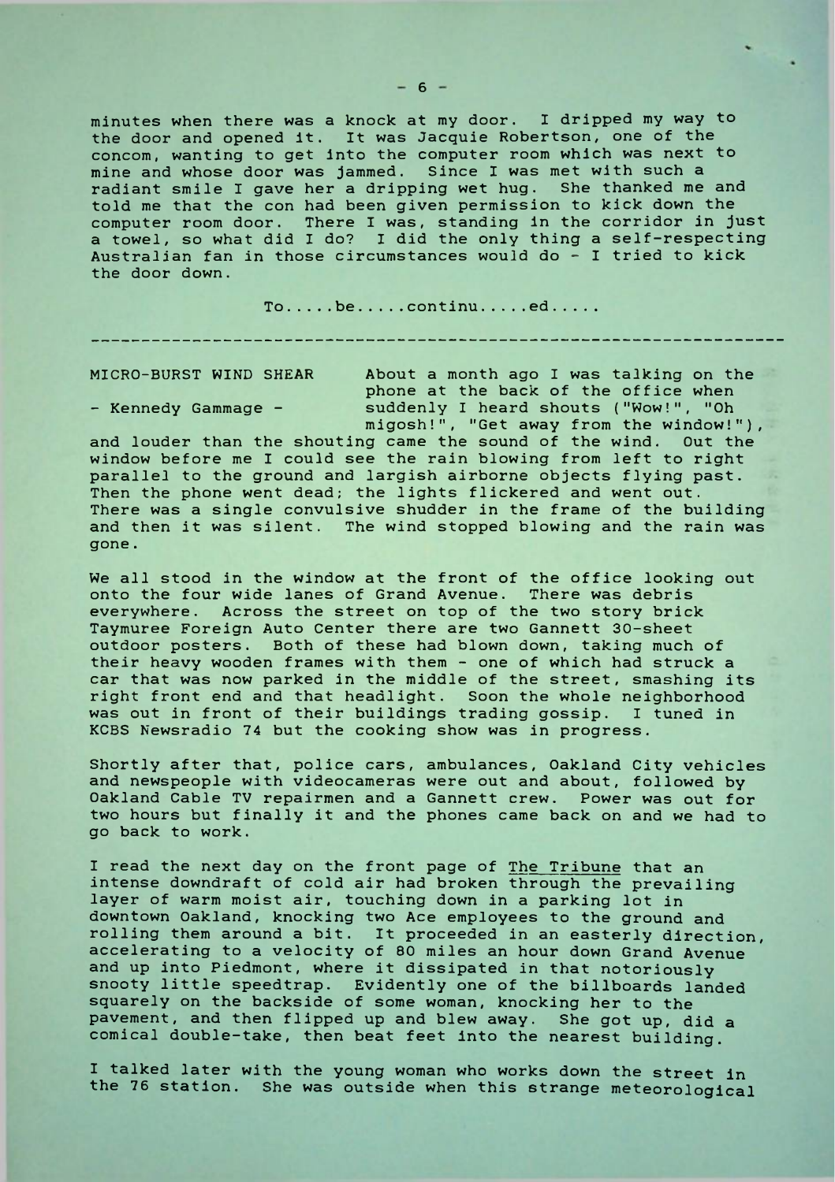minutes when there was a knock at my door. I dripped my way to the door and opened it. It was Jacquie Robertson, one of the concom, wanting to get into the computer room which was next to mine and whose door was jammed. Since I was met with such a radiant smile I gave her a dripping wet hug. She thanked me and told me that the con had been given permission to kick down the computer room door. There I was, standing in the corridor in just a towel, so what did I do? I did the only thing a self-respecting Australian fan in those circumstances would do - I tried to kick the door down.

To.....be.....continu.....ed.....

---

## MICRO-BURST WIND SHEAR

- Kennedy Gammage -

About a month ago I was talking on the phone at the back of the office when suddenly I heard shouts ("Wow!", "Oh migosh!", "Get away from the window!"), and louder than the shouting came the sound of the wind. Out the window before me I could see the rain blowing from left to right parallel to the ground and largish airborne objects flying past. Then the phone went dead; the lights flickered and went out. There was a single convulsive shudder in the frame of the building and then it was silent. The wind stopped blowing and the rain was gone.

We all stood in the window at the front of the office looking out onto the four wide lanes of Grand Avenue. There was debris everywhere. Across the street on top of the two story brick Taymuree Foreign Auto Center there are two Gannett 30-sheet outdoor posters. Both of these had blown down, taking much of their heavy wooden frames with them - one of which had struck a car that was now parked in the middle of the street, smashing its right front end and that headlight. Soon the whole neighborhood was out in front of their buildings trading gossip. I tuned in KCBS Newsradio 74 but the cooking show was in progress.

Shortly after that, police cars, ambulances, Oakland City vehicles and newspeople with videocameras were out and about, followed by Oakland Cable TV repairmen and a Gannett crew. Power was out for two hours but finally it and the phones came back on and we had to go back to work.

I read the next day on the front page of The Tribune that an intense downdraft of cold air had broken through the prevailing layer of warm moist air, touching down in a parking lot in downtown Oakland, knocking two Ace employees to the ground and rolling them around a bit. It proceeded in an easterly direction, accelerating to a velocity of 80 miles an hour down Grand Avenue and up into Piedmont, where it dissipated in that notoriously snooty little speedtrap. Evidently one of the billboards landed squarely on the backside of some woman, knocking her to the pavement, and then flipped up and blew away. She got up, did a comical double-take, then beat feet into the nearest building.

I talked later with the young woman who works down the street in the 76 station. She was outside when this strange meteorological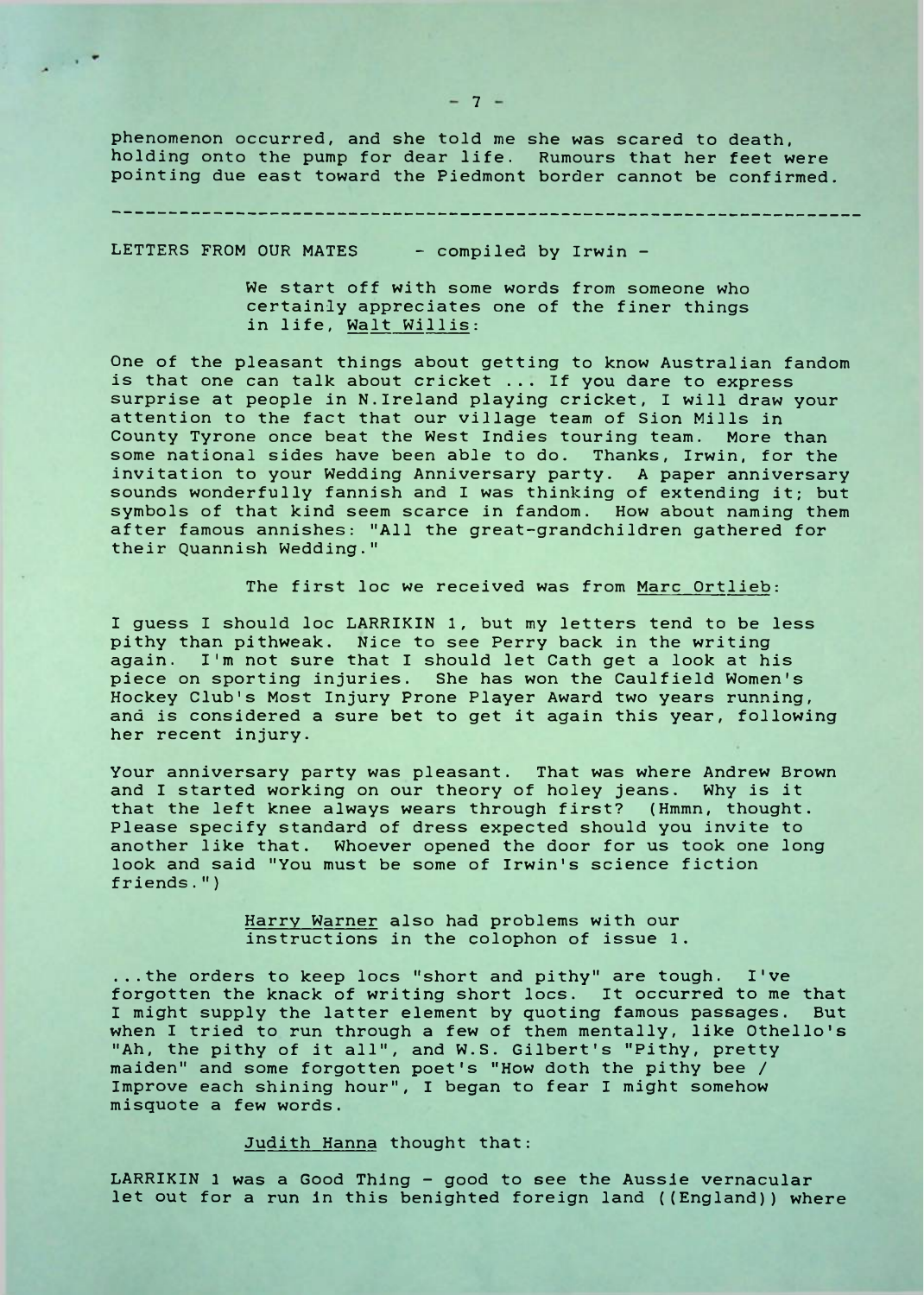phenomenon occurred, and she told me she was scared to death, holding onto the pump for dear life. Rumours that her feet were pointing due east toward the Piedmont border cannot be confirmed.

---

LETTERS FROM OUR MATES - compiled by Irwin -

> We start off with some words from someone who certainly appreciates one of the finer things in life, Walt Willis:

One of the pleasant things about getting to know Australian fandom is that one can talk about cricket ... If you dare to express surprise at people in N.Ireland playing cricket, I will draw your attention to the fact that our village team of Sion Mills in County Tyrone once beat the West Indies touring team. More than some national sides have been able to do. Thanks, Irwin, for the invitation to your Wedding Anniversary party. A paper anniversary sounds wonderfully fannish and I was thinking of extending it; but symbols of that kind seem scarce in fandom. How about naming them after famous annishes: "All the great-grandchildren gathered for their Quannish Wedding."

> The first loc we received was from Marc Ortlieb:

I guess I should loc LARRIKIN 1, but my letters tend to be less pithy than pithweak. Nice to see Perry back in the writing again. I'm not sure that I should let Cath get a look at his piece on sporting injuries. She has won the Caulfield Women's Hockey Club's Most Injury Prone Player Award two years running, and is considered a sure bet to get it again this year, following her recent injury.

Your anniversary party was pleasant. That was where Andrew Brown and I started working on our theory of holey jeans. Why is it that the left knee always wears through first? (Hmmn, thought. Please specify standard of dress expected should you invite to another like that. Whoever opened the door for us took one long look and said "You must be some of Irwin's science fiction friends.")

> Harry Warner also had problems with our instructions in the colophon of issue 1.

...the orders to keep locs "short and pithy" are tough. I've forgotten the knack of writing short locs. It occurred to me that I might supply the latter element by quoting famous passages. But when I tried to run through a few of them mentally, like Othello's "Ah, the pithy of it all", and W.S. Gilbert's "Pithy, pretty maiden" and some forgotten poet's "How doth the pithy bee / Improve each shining hour", I began to fear I might somehow misquote a few words.

> Judith Hanna thought that:

LARRIKIN 1 was a Good Thing - good to see the Aussie vernacular let out for a run in this benighted foreign land ((England)) where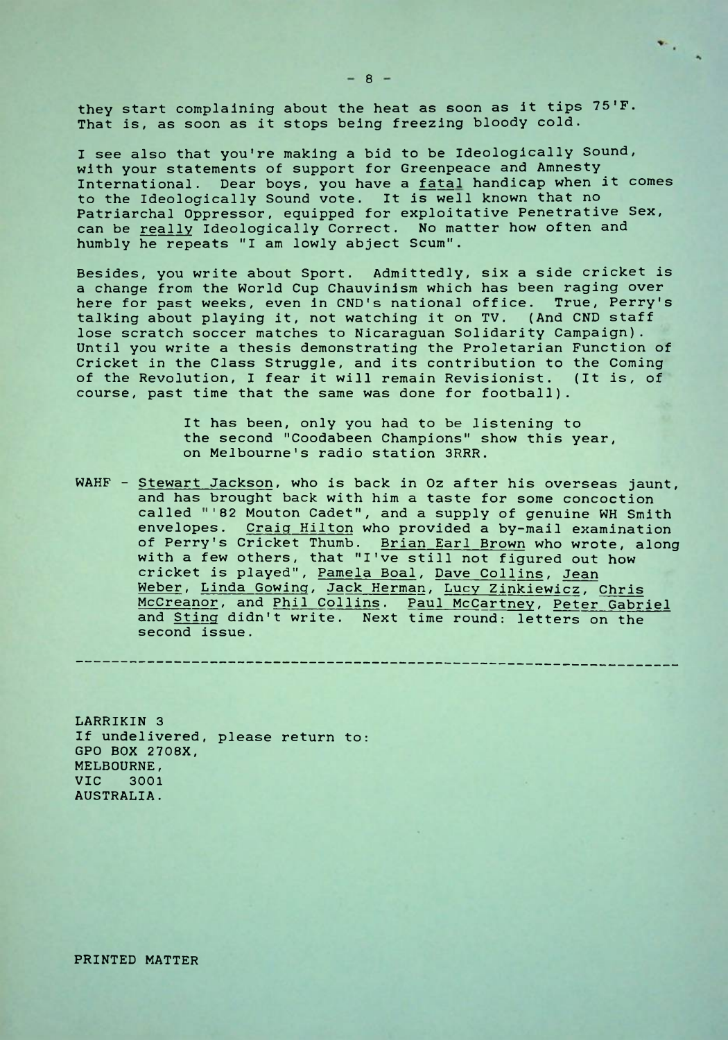they start complaining about the heat as soon as it tips 75'F. That is, as soon as it stops being freezing bloody cold.

I see also that you're making a bid to be Ideologically Sound, with your statements of support for Greenpeace and Amnesty International. Dear boys, you have a fatal handicap when it comes to the Ideologically Sound vote. It is well known that no Patriarchal Oppressor, equipped for exploitative Penetrative Sex, can be really Ideologically Correct. No matter how often and humbly he repeats "I am lowly abject Scum".

Besides, you write about Sport. Admittedly, six a side cricket is a change from the World Cup Chauvinism which has been raging over here for past weeks, even in CND's national office. True, Perry's talking about playing it, not watching it on TV. (And CND staff lose scratch soccer matches to Nicaraguan Solidarity Campaign). Until you write a thesis demonstrating the Proletarian Function of Cricket in the Class Struggle, and its contribution to the Coming of the Revolution, I fear it will remain Revisionist. (It is, of course, past time that the same was done for football).

> It has been, only you had to be listening to the second "Coodabeen Champions" show this year, on Melbourne's radio station 3RRR.

WAHF - Stewart Jackson, who is back in Oz after his overseas jaunt, and has brought back with him a taste for some concoction called "'82 Mouton Cadet", and a supply of genuine WH Smith envelopes. Craig Hilton who provided a by-mail examination of Perry's Cricket Thumb. Brian Earl Brown who wrote, along with a few others, that "I've still not figured out how cricket is played", Pamela Boal, Dave Collins, Jean Weber, Linda Gowing, Jack Herman, Lucy Zinkiewicz, Chris McCreanor, and Phil Collins. Paul McCartney, Peter Gabriel and Sting didn't write. Next time round: letters on the second issue.

---

LARRIKIN 3
If undelivered, please return to:
GPO BOX 2708X,
MELBOURNE,
VIC 3001
AUSTRALIA.

PRINTED MATTER